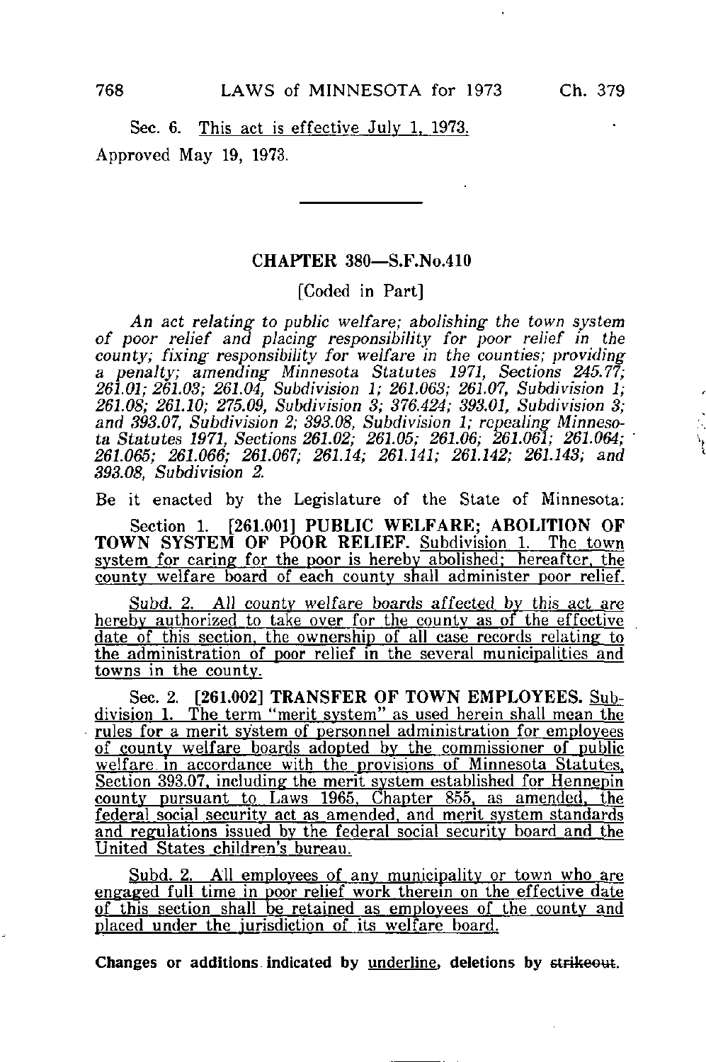Sec. 6. This act is effective July 1, 1973.

Approved May 19, 1973.

---

## CHAPTER 380—S.F.No.410

[Coded in Part]

*An act relating to public welfare; abolishing the town system of poor relief and placing responsibility for poor relief in the county; fixing responsibility for welfare in the counties; providing a penalty; amending Minnesota Statutes 1971, Sections 245.77; 261.01; 261.03; 261.04, Subdivision 1; 261.063; 261.07, Subdivision 1; 261.08; 261.10; 275.09, Subdivision 3; 376.424; 393.01, Subdivision 3; and 393.07, Subdivision 2; 393.08, Subdivision 1; repealing Minnesota Statutes 1971, Sections 261.02; 261.05; 261.06; 261.061; 261.064; 261.065; 261.066; 261.067; 261.14; 261.141; 261.142; 261.143; and 393.08, Subdivision 2.*

Be it enacted by the Legislature of the State of Minnesota:

Section 1. [261.001] **PUBLIC WELFARE; ABOLITION OF TOWN SYSTEM OF POOR RELIEF.** Subdivision 1. The town system for caring for the poor is hereby abolished; hereafter, the county welfare board of each county shall administer poor relief.

Subd. 2. All county welfare boards affected by this act are hereby authorized to take over for the county as of the effective date of this section, the ownership of all case records relating to the administration of poor relief in the several municipalities and towns in the county.

Sec. 2. [261.002] **TRANSFER OF TOWN EMPLOYEES.** Subdivision 1. The term "merit system" as used herein shall mean the rules for a merit system of personnel administration for employees of county welfare boards adopted by the commissioner of public welfare in accordance with the provisions of Minnesota Statutes, Section 393.07, including the merit system established for Hennepin county pursuant to Laws 1965, Chapter 855, as amended, the federal social security act as amended, and merit system standards and regulations issued by the federal social security board and the United States children's bureau.

Subd. 2. All employees of any municipality or town who are engaged full time in poor relief work therein on the effective date of this section shall be retained as employees of the county and placed under the jurisdiction of its welfare board.

**Changes or additions indicated by underline, deletions by ~~strikeout~~.**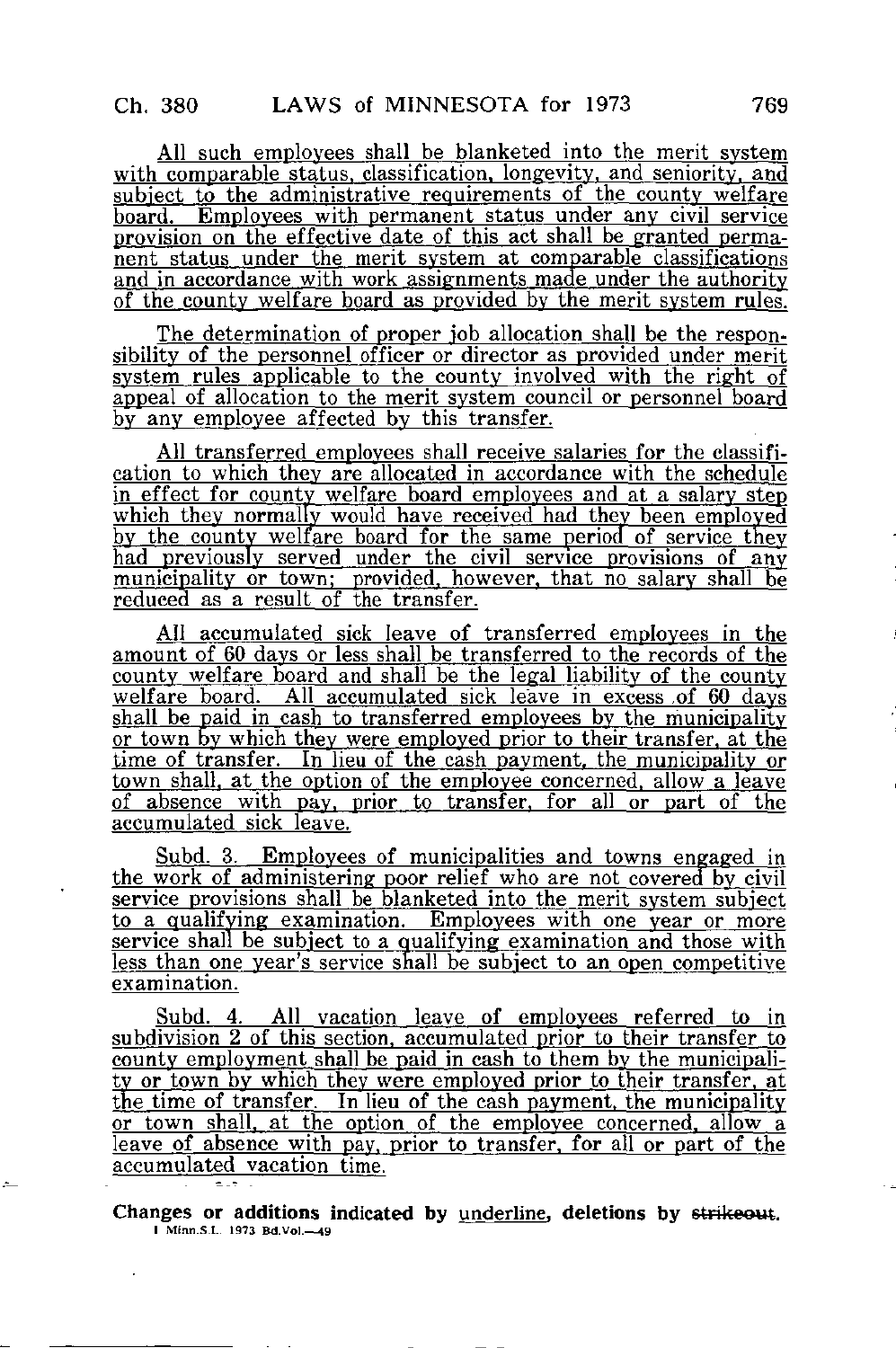All such employees shall be blanketed into the merit system with comparable status, classification, longevity, and seniority, and subject to the administrative requirements of the county welfare board. Employees with permanent status under any civil service provision on the effective date of this act shall be granted permanent status under the merit system at comparable classifications and in accordance with work assignments made under the authority of the county welfare board as provided by the merit system rules.

The determination of proper job allocation shall be the responsibility of the personnel officer or director as provided under merit system rules applicable to the county involved with the right of appeal of allocation to the merit system council or personnel board by any employee affected by this transfer.

All transferred employees shall receive salaries for the classification to which they are allocated in accordance with the schedule in effect for county welfare board employees and at a salary step which they normally would have received had they been employed by the county welfare board for the same period of service they had previously served under the civil service provisions of any municipality or town; provided, however, that no salary shall be reduced as a result of the transfer.

All accumulated sick leave of transferred employees in the amount of 60 days or less shall be transferred to the records of the county welfare board and shall be the legal liability of the county welfare board. All accumulated sick leave in excess of 60 days shall be paid in cash to transferred employees by the municipality or town by which they were employed prior to their transfer, at the time of transfer. In lieu of the cash payment, the municipality or town shall, at the option of the employee concerned, allow a leave of absence with pay, prior to transfer, for all or part of the accumulated sick leave.

Subd. 3. Employees of municipalities and towns engaged in the work of administering poor relief who are not covered by civil service provisions shall be blanketed into the merit system subject to a qualifying examination. Employees with one year or more service shall be subject to a qualifying examination and those with less than one year's service shall be subject to an open competitive examination.

Subd. 4. All vacation leave of employees referred to in subdivision 2 of this section, accumulated prior to their transfer to county employment shall be paid in cash to them by the municipality or town by which they were employed prior to their transfer, at the time of transfer. In lieu of the cash payment, the municipality or town shall, at the option of the employee concerned, allow a leave of absence with pay, prior to transfer, for all or part of the accumulated vacation time.

**Changes or additions indicated by underline, deletions by ~~strikeout~~.**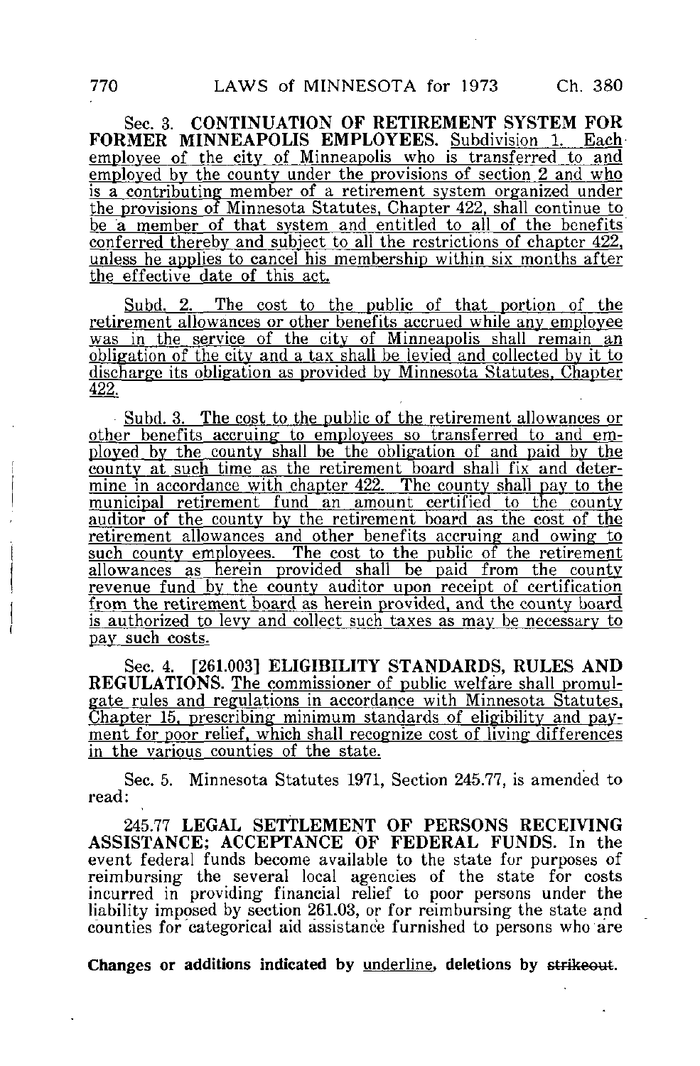Sec. 3. **CONTINUATION OF RETIREMENT SYSTEM FOR FORMER MINNEAPOLIS EMPLOYEES.** Subdivision 1. Each employee of the city of Minneapolis who is transferred to and employed by the county under the provisions of section 2 and who is a contributing member of a retirement system organized under the provisions of Minnesota Statutes, Chapter 422, shall continue to be a member of that system and entitled to all of the benefits conferred thereby and subject to all the restrictions of chapter 422, unless he applies to cancel his membership within six months after the effective date of this act.

Subd. 2. The cost to the public of that portion of the retirement allowances or other benefits accrued while any employee was in the service of the city of Minneapolis shall remain an obligation of the city and a tax shall be levied and collected by it to discharge its obligation as provided by Minnesota Statutes, Chapter 422.

Subd. 3. The cost to the public of the retirement allowances or other benefits accruing to employees so transferred to and employed by the county shall be the obligation of and paid by the county at such time as the retirement board shall fix and determine in accordance with chapter 422. The county shall pay to the municipal retirement fund an amount certified to the county auditor of the county by the retirement board as the cost of the retirement allowances and other benefits accruing and owing to such county employees. The cost to the public of the retirement allowances as herein provided shall be paid from the county revenue fund by the county auditor upon receipt of certification from the retirement board as herein provided, and the county board is authorized to levy and collect such taxes as may be necessary to pay such costs.

Sec. 4. [261.003] **ELIGIBILITY STANDARDS, RULES AND REGULATIONS.** The commissioner of public welfare shall promulgate rules and regulations in accordance with Minnesota Statutes, Chapter 15, prescribing minimum standards of eligibility and payment for poor relief, which shall recognize cost of living differences in the various counties of the state.

Sec. 5. Minnesota Statutes 1971, Section 245.77, is amended to read:

245.77 **LEGAL SETTLEMENT OF PERSONS RECEIVING ASSISTANCE; ACCEPTANCE OF FEDERAL FUNDS.** In the event federal funds become available to the state for purposes of reimbursing the several local agencies of the state for costs incurred in providing financial relief to poor persons under the liability imposed by section 261.03, or for reimbursing the state and counties for categorical aid assistance furnished to persons who are

**Changes or additions indicated by underline, deletions by ~~strikeout~~.**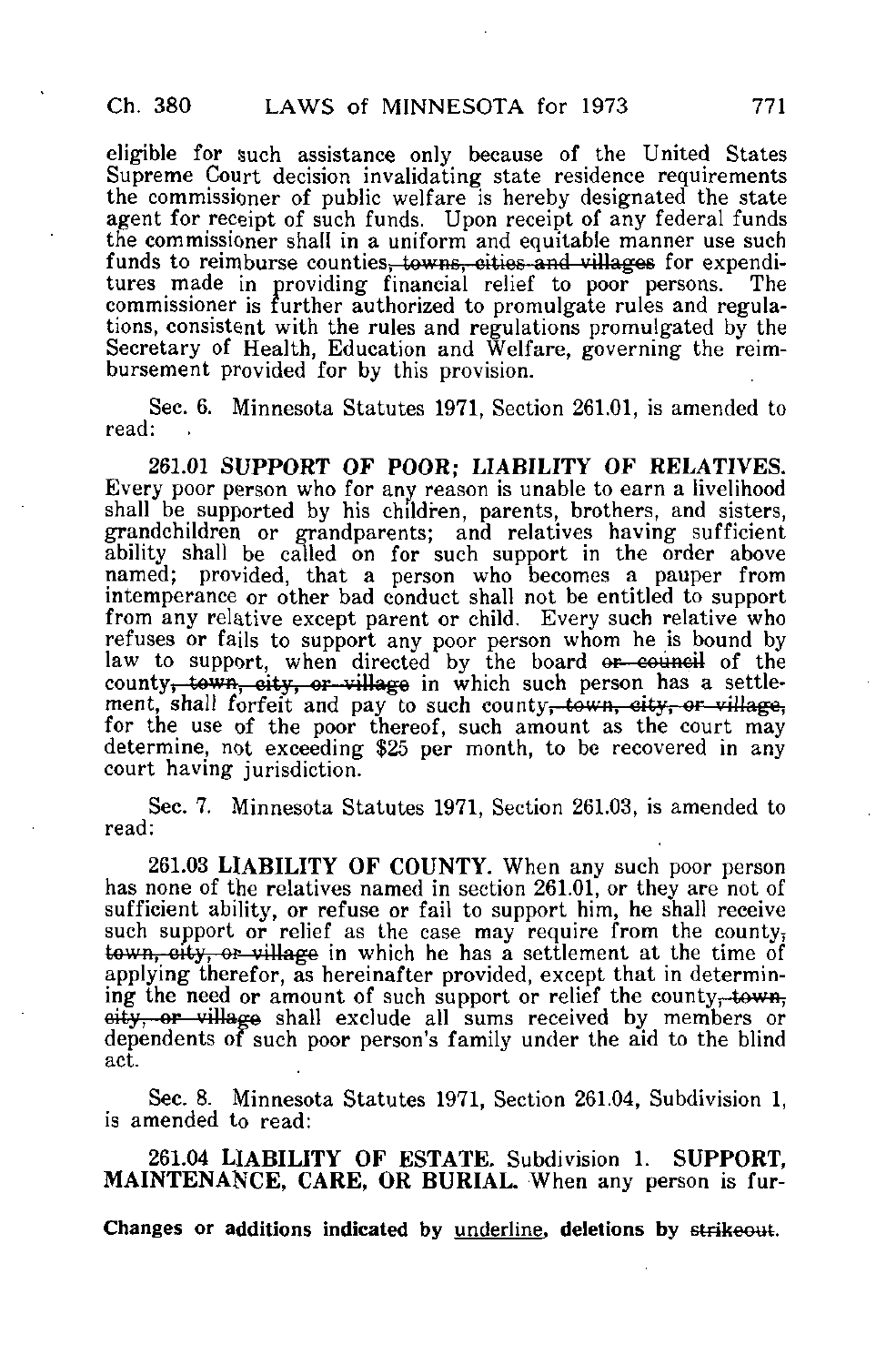eligible for such assistance only because of the United States Supreme Court decision invalidating state residence requirements the commissioner of public welfare is hereby designated the state agent for receipt of such funds. Upon receipt of any federal funds the commissioner shall in a uniform and equitable manner use such funds to reimburse counties~~, towns, cities and villages~~ for expenditures made in providing financial relief to poor persons. The commissioner is further authorized to promulgate rules and regulations, consistent with the rules and regulations promulgated by the Secretary of Health, Education and Welfare, governing the reimbursement provided for by this provision.

Sec. 6. Minnesota Statutes 1971, Section 261.01, is amended to read:

**261.01 SUPPORT OF POOR; LIABILITY OF RELATIVES.** Every poor person who for any reason is unable to earn a livelihood shall be supported by his children, parents, brothers, and sisters, grandchildren or grandparents; and relatives having sufficient ability shall be called on for such support in the order above named; provided, that a person who becomes a pauper from intemperance or other bad conduct shall not be entitled to support from any relative except parent or child. Every such relative who refuses or fails to support any poor person whom he is bound by law to support, when directed by the board ~~or council~~ of the county~~, town, city, or village~~ in which such person has a settlement, shall forfeit and pay to such county~~, town, city, or village,~~ for the use of the poor thereof, such amount as the court may determine, not exceeding $25 per month, to be recovered in any court having jurisdiction.

Sec. 7. Minnesota Statutes 1971, Section 261.03, is amended to read:

**261.03 LIABILITY OF COUNTY.** When any such poor person has none of the relatives named in section 261.01, or they are not of sufficient ability, or refuse or fail to support him, he shall receive such support or relief as the case may require from the county~~, town, city, or village~~ in which he has a settlement at the time of applying therefor, as hereinafter provided, except that in determining the need or amount of such support or relief the county~~, town, city, or village~~ shall exclude all sums received by members or dependents of such poor person's family under the aid to the blind act.

Sec. 8. Minnesota Statutes 1971, Section 261.04, Subdivision 1, is amended to read:

**261.04 LIABILITY OF ESTATE. Subdivision 1. SUPPORT, MAINTENANCE, CARE, OR BURIAL.** When any person is fur-

**Changes or additions indicated by underline, deletions by ~~strikeout~~.**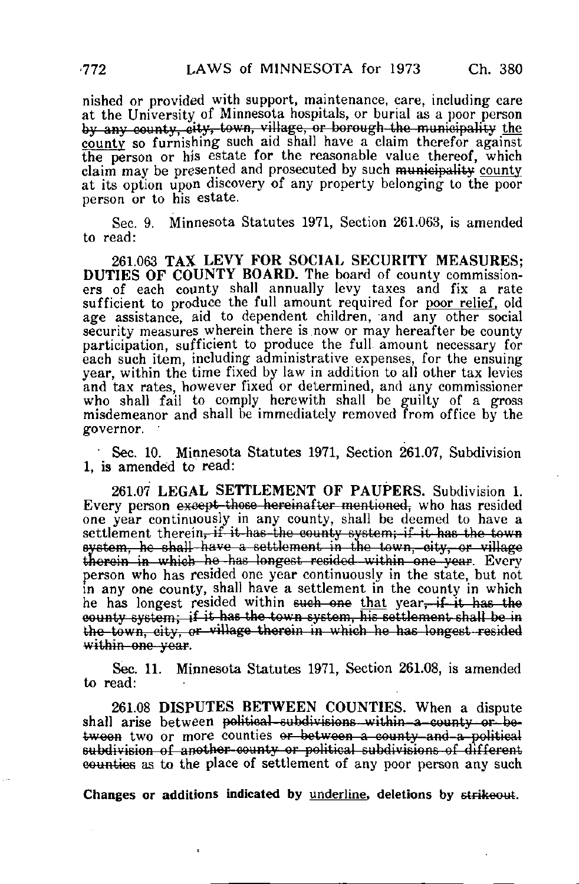nished or provided with support, maintenance, care, including care at the University of Minnesota hospitals, or burial as a poor person ~~by any county, city, town, village, or borough the municipality~~ <u>the county</u> so furnishing such aid shall have a claim therefor against the person or his estate for the reasonable value thereof, which claim may be presented and prosecuted by such ~~municipality~~ <u>county</u> at its option upon discovery of any property belonging to the poor person or to his estate.

Sec. 9. Minnesota Statutes 1971, Section 261.063, is amended to read:

261.063 **TAX LEVY FOR SOCIAL SECURITY MEASURES; DUTIES OF COUNTY BOARD.** The board of county commissioners of each county shall annually levy taxes and fix a rate sufficient to produce the full amount required for <u>poor relief,</u> old age assistance, aid to dependent children, and any other social security measures wherein there is now or may hereafter be county participation, sufficient to produce the full amount necessary for each such item, including administrative expenses, for the ensuing year, within the time fixed by law in addition to all other tax levies and tax rates, however fixed or determined, and any commissioner who shall fail to comply herewith shall be guilty of a gross misdemeanor and shall be immediately removed from office by the governor.

Sec. 10. Minnesota Statutes 1971, Section 261.07, Subdivision 1, is amended to read:

261.07 **LEGAL SETTLEMENT OF PAUPERS.** Subdivision 1. Every person ~~except those hereinafter mentioned,~~ who has resided one year continuously in any county, shall be deemed to have a settlement therein~~, if it has the county system; if it has the town system, he shall have a settlement in the town, city, or village therein in which he has longest resided within one year~~. Every person who has resided one year continuously in the state, but not in any one county, shall have a settlement in the county in which he has longest resided within ~~such one~~ <u>that</u> year~~, if it has the county system; if it has the town system, his settlement shall be in the town, city, or village therein in which he has longest resided within one year~~.

Sec. 11. Minnesota Statutes 1971, Section 261.08, is amended to read:

261.08 **DISPUTES BETWEEN COUNTIES.** When a dispute shall arise between ~~political subdivisions within a county or between~~ two or more counties ~~or between a county and a political subdivision of another county or political subdivisions of different counties~~ as to the place of settlement of any poor person any such

**Changes or additions indicated by** <u>underline</u>**, deletions by** ~~strikeout~~**.**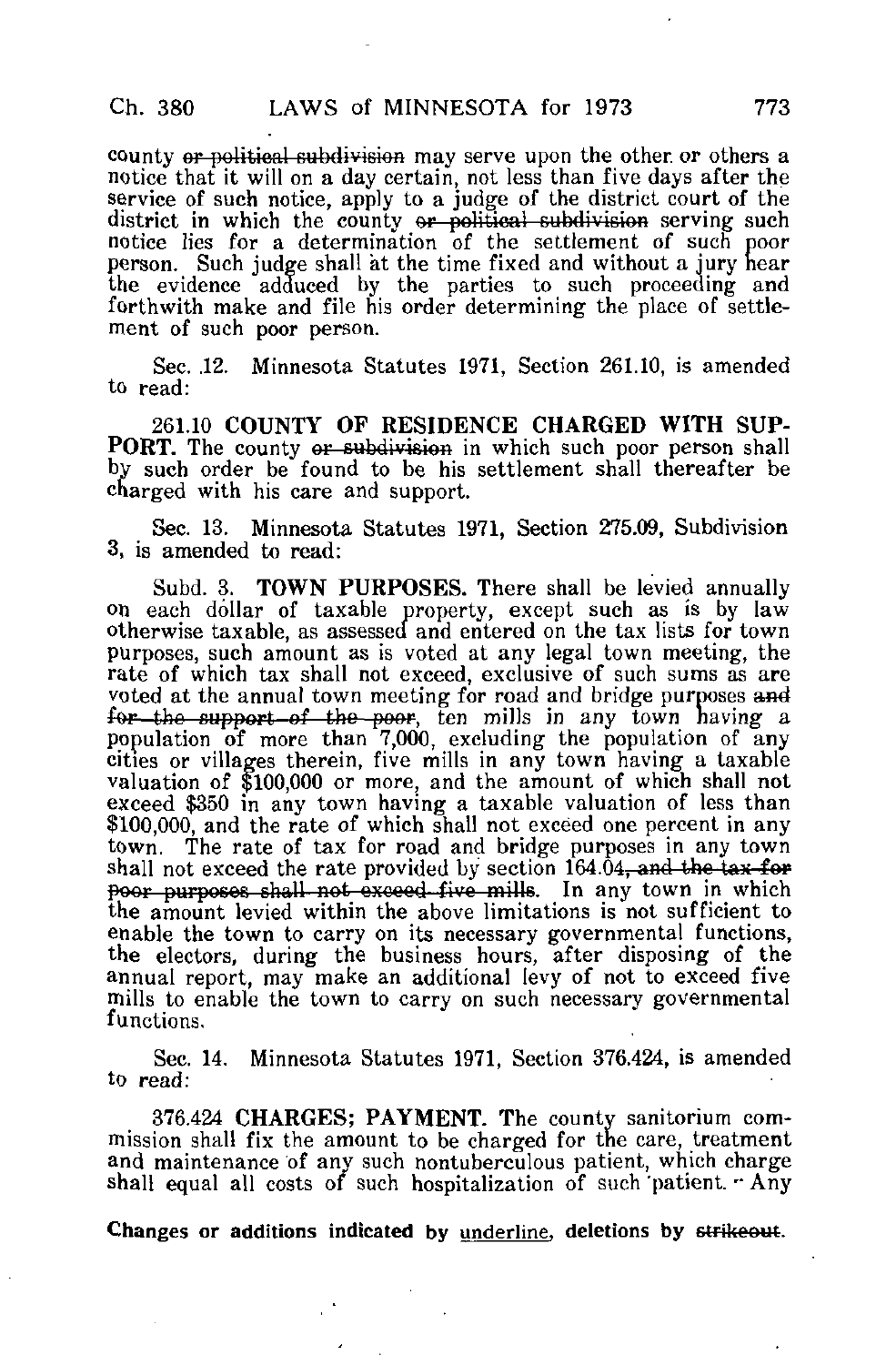county ~~or political subdivision~~ may serve upon the other or others a notice that it will on a day certain, not less than five days after the service of such notice, apply to a judge of the district court of the district in which the county ~~or political subdivision~~ serving such notice lies for a determination of the settlement of such poor person. Such judge shall at the time fixed and without a jury hear the evidence adduced by the parties to such proceeding and forthwith make and file his order determining the place of settlement of such poor person.

Sec. 12. Minnesota Statutes 1971, Section 261.10, is amended to read:

261.10 **COUNTY OF RESIDENCE CHARGED WITH SUPPORT.** The county ~~or subdivision~~ in which such poor person shall by such order be found to be his settlement shall thereafter be charged with his care and support.

Sec. 13. Minnesota Statutes 1971, Section 275.09, Subdivision 3, is amended to read:

Subd. 3. **TOWN PURPOSES.** There shall be levied annually on each dollar of taxable property, except such as is by law otherwise taxable, as assessed and entered on the tax lists for town purposes, such amount as is voted at any legal town meeting, the rate of which tax shall not exceed, exclusive of such sums as are voted at the annual town meeting for road and bridge purposes ~~and for the support of the poor~~, ten mills in any town having a population of more than 7,000, excluding the population of any cities or villages therein, five mills in any town having a taxable valuation of $100,000 or more, and the amount of which shall not exceed $350 in any town having a taxable valuation of less than $100,000, and the rate of which shall not exceed one percent in any town. The rate of tax for road and bridge purposes in any town shall not exceed the rate provided by section 164.04~~, and the tax for poor purposes shall not exceed five mills~~. In any town in which the amount levied within the above limitations is not sufficient to enable the town to carry on its necessary governmental functions, the electors, during the business hours, after disposing of the annual report, may make an additional levy of not to exceed five mills to enable the town to carry on such necessary governmental functions.

Sec. 14. Minnesota Statutes 1971, Section 376.424, is amended to read:

376.424 **CHARGES; PAYMENT.** The county sanitorium commission shall fix the amount to be charged for the care, treatment and maintenance of any such nontuberculous patient, which charge shall equal all costs of such hospitalization of such patient. Any

**Changes or additions indicated by underline, deletions by ~~strikeout~~.**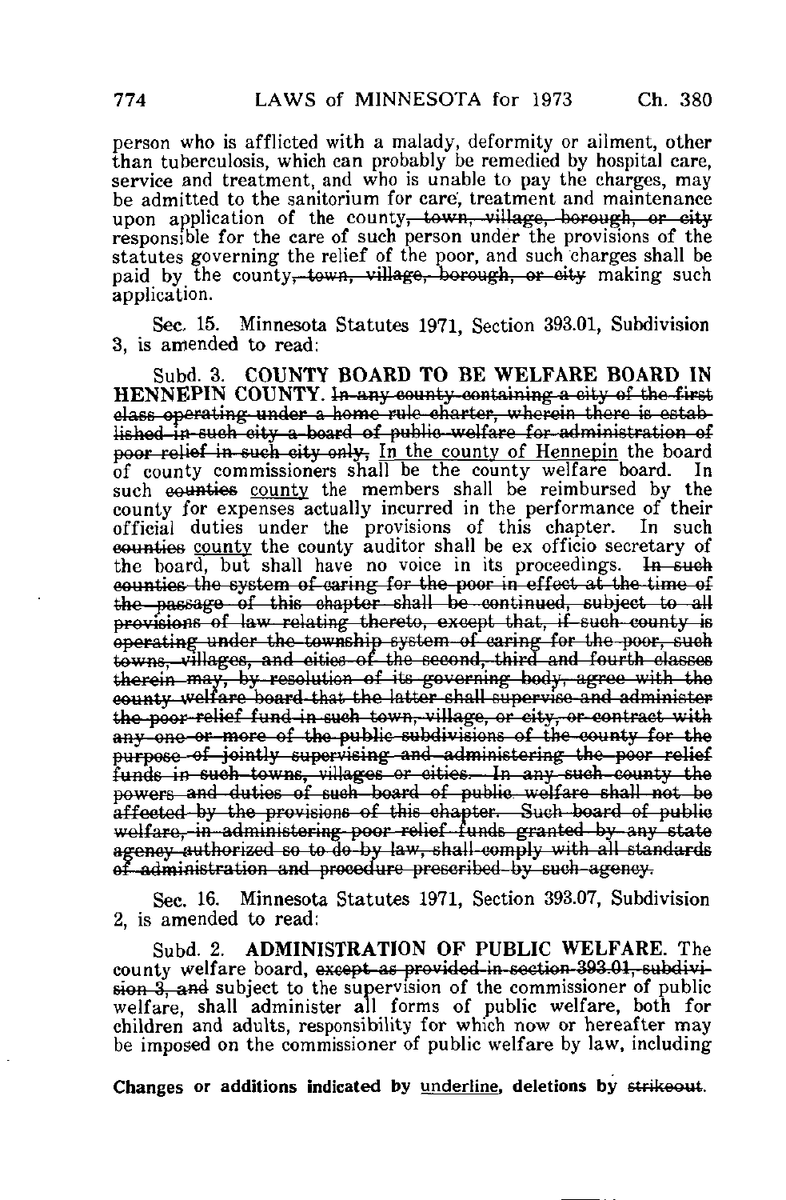person who is afflicted with a malady, deformity or ailment, other than tuberculosis, which can probably be remedied by hospital care, service and treatment, and who is unable to pay the charges, may be admitted to the sanitorium for care, treatment and maintenance upon application of the county~~, town, village, borough, or city~~ responsible for the care of such person under the provisions of the statutes governing the relief of the poor, and such charges shall be paid by the county~~, town, village, borough, or city~~ making such application.

Sec. 15. Minnesota Statutes 1971, Section 393.01, Subdivision 3, is amended to read:

Subd. 3. **COUNTY BOARD TO BE WELFARE BOARD IN HENNEPIN COUNTY.** ~~In any county containing a city of the first class operating under a home rule charter, wherein there is established in such city a board of public welfare for administration of poor relief in such city only,~~ <u>In the county of Hennepin</u> the board of county commissioners shall be the county welfare board. In such ~~counties~~ <u>county</u> the members shall be reimbursed by the county for expenses actually incurred in the performance of their official duties under the provisions of this chapter. In such ~~counties~~ <u>county</u> the county auditor shall be ex officio secretary of the board, but shall have no voice in its proceedings. ~~In such counties the system of caring for the poor in effect at the time of the passage of this chapter shall be continued, subject to all provisions of law relating thereto, except that, if such county is operating under the township system of caring for the poor, such towns, villages, and cities of the second, third and fourth classes therein may, by resolution of its governing body, agree with the county welfare board that the latter shall supervise and administer the poor relief fund in such town, village, or city, or contract with any one or more of the public subdivisions of the county for the purpose of jointly supervising and administering the poor relief funds in such towns, villages or cities. In any such county the powers and duties of such board of public welfare shall not be affected by the provisions of this chapter. Such board of public welfare, in administering poor relief funds granted by any state agency authorized so to do by law, shall comply with all standards of administration and procedure prescribed by such agency.~~

Sec. 16. Minnesota Statutes 1971, Section 393.07, Subdivision 2, is amended to read:

Subd. 2. **ADMINISTRATION OF PUBLIC WELFARE.** The county welfare board, ~~except as provided in section 393.01, subdivision 3, and~~ subject to the supervision of the commissioner of public welfare, shall administer all forms of public welfare, both for children and adults, responsibility for which now or hereafter may be imposed on the commissioner of public welfare by law, including

**Changes or additions indicated by** <u>underline</u>**, deletions by** ~~strikeout~~**.**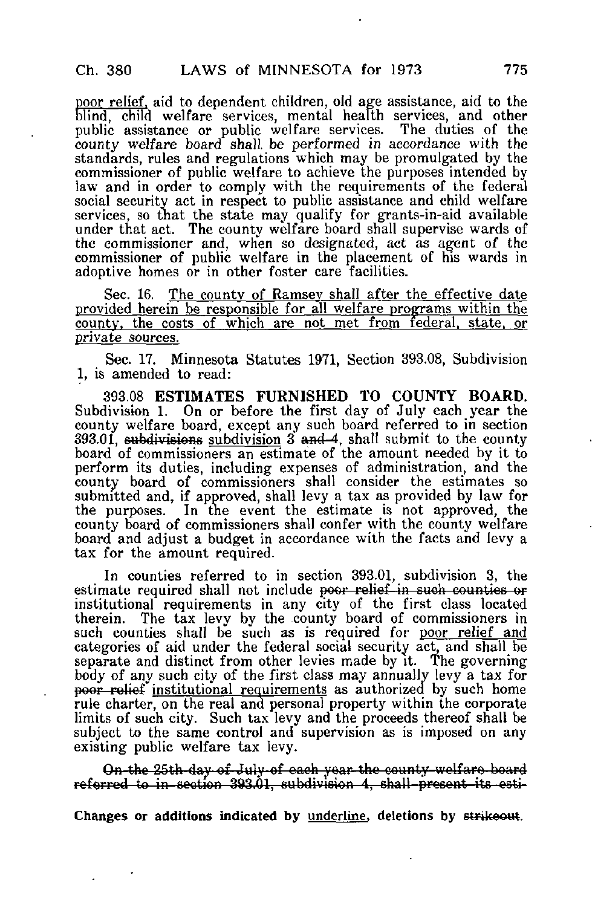<u>poor relief,</u> aid to dependent children, old age assistance, aid to the blind, child welfare services, mental health services, and other public assistance or public welfare services. The duties of the county welfare board shall be performed in accordance with the standards, rules and regulations which may be promulgated by the commissioner of public welfare to achieve the purposes intended by law and in order to comply with the requirements of the federal social security act in respect to public assistance and child welfare services, so that the state may qualify for grants-in-aid available under that act. The county welfare board shall supervise wards of the commissioner and, when so designated, act as agent of the commissioner of public welfare in the placement of his wards in adoptive homes or in other foster care facilities.

Sec. 16. <u>The county of Ramsey shall after the effective date provided herein be responsible for all welfare programs within the county, the costs of which are not met from federal, state, or private sources.</u>

Sec. 17. Minnesota Statutes 1971, Section 393.08, Subdivision 1, is amended to read:

393.08 **ESTIMATES FURNISHED TO COUNTY BOARD.** Subdivision 1. On or before the first day of July each year the county welfare board, except any such board referred to in section 393.01, ~~subdivisions~~ <u>subdivision</u> 3 ~~and 4~~, shall submit to the county board of commissioners an estimate of the amount needed by it to perform its duties, including expenses of administration, and the county board of commissioners shall consider the estimates so submitted and, if approved, shall levy a tax as provided by law for the purposes. In the event the estimate is not approved, the county board of commissioners shall confer with the county welfare board and adjust a budget in accordance with the facts and levy a tax for the amount required.

In counties referred to in section 393.01, subdivision 3, the estimate required shall not include ~~poor relief in such counties or~~ institutional requirements in any city of the first class located therein. The tax levy by the county board of commissioners in such counties shall be such as is required for <u>poor relief and</u> categories of aid under the federal social security act, and shall be separate and distinct from other levies made by it. The governing body of any such city of the first class may annually levy a tax for ~~poor relief~~ <u>institutional requirements</u> as authorized by such home rule charter, on the real and personal property within the corporate limits of such city. Such tax levy and the proceeds thereof shall be subject to the same control and supervision as is imposed on any existing public welfare tax levy.

~~On the 25th day of July of each year the county welfare board referred to in section 393.01, subdivision 4, shall present its esti-~~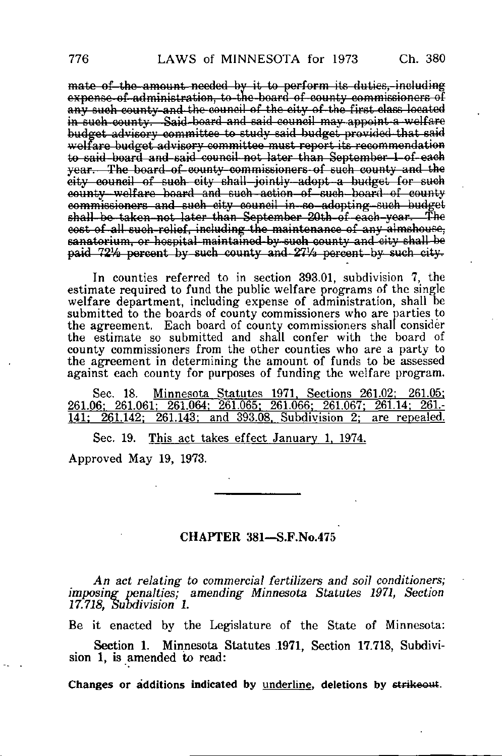~~mate of the amount needed by it to perform its duties, including expense of administration, to the board of county commissioners of any such county and the council of the city of the first class located in such county. Said board and said council may appoint a welfare budget advisory committee to study said budget provided that said welfare budget advisory committee must report its recommendation to said board and said council not later than September 1 of each year. The board of county commissioners of such county and the city council of such city shall jointly adopt a budget for such county welfare board and such action of such board of county commissioners and such city council in so adopting such budget shall be taken not later than September 20th of each year. The cost of all such relief, including the maintenance of any almshouse, sanatorium, or hospital maintained by such county and city shall be paid 72⅔ percent by such county and 27⅓ percent by such city.~~

In counties referred to in section 393.01, subdivision 7, the estimate required to fund the public welfare programs of the single welfare department, including expense of administration, shall be submitted to the boards of county commissioners who are parties to the agreement. Each board of county commissioners shall consider the estimate so submitted and shall confer with the board of county commissioners from the other counties who are a party to the agreement in determining the amount of funds to be assessed against each county for purposes of funding the welfare program.

Sec. 18. <u>Minnesota Statutes 1971, Sections 261.02; 261.05; 261.06; 261.061; 261.064; 261.065; 261.066; 261.067; 261.14; 261.141; 261.142; 261.143; and 393.08, Subdivision 2; are repealed.</u>

Sec. 19. <u>This act takes effect January 1, 1974.</u>

Approved May 19, 1973.

---

## CHAPTER 381—S.F.No.475

*An act relating to commercial fertilizers and soil conditioners; imposing penalties; amending Minnesota Statutes 1971, Section 17.718, Subdivision 1.*

Be it enacted by the Legislature of the State of Minnesota:

Section 1. Minnesota Statutes 1971, Section 17.718, Subdivision 1, is amended to read:

**Changes or additions indicated by <u>underline</u>, deletions by ~~strikeout~~.**